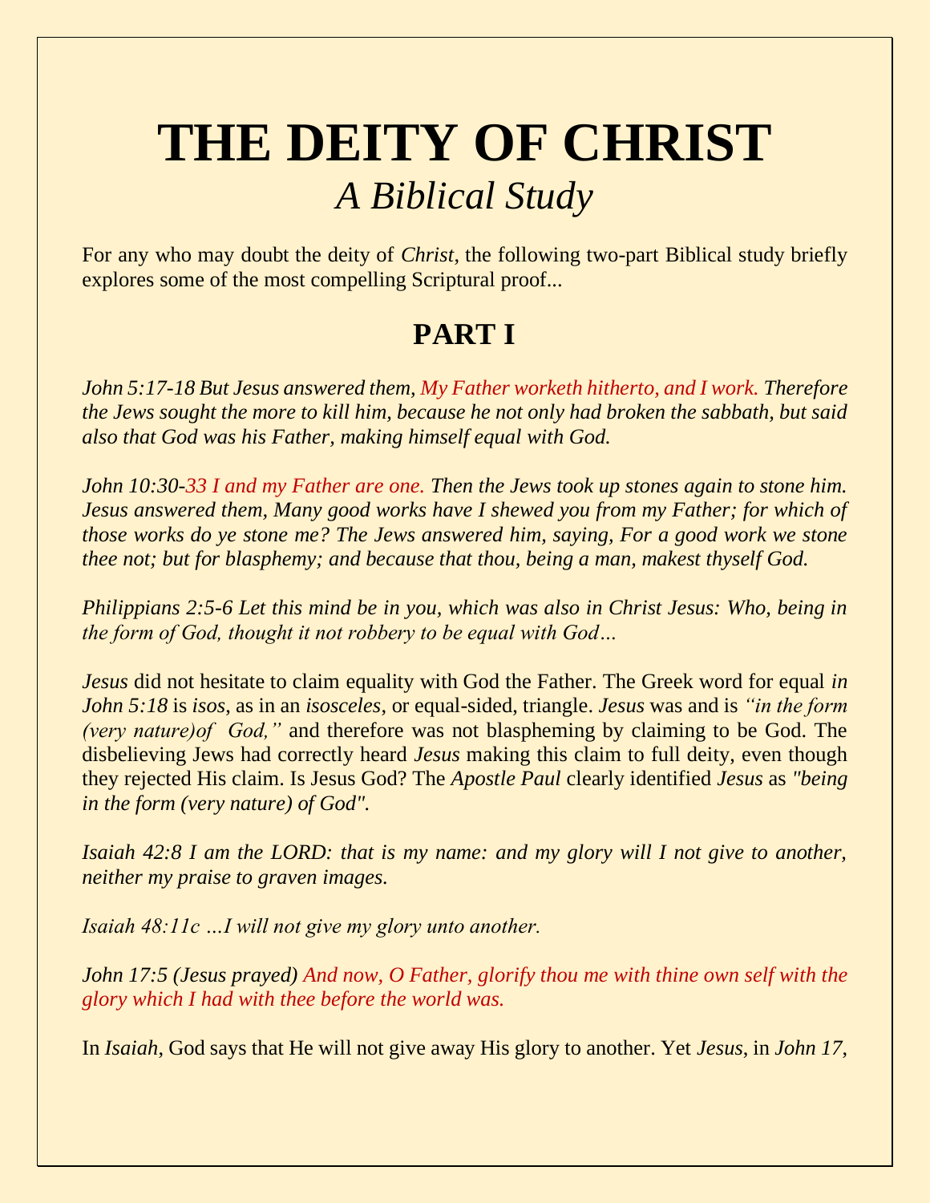# THE DEITY OF CHRIST
## *A Biblical Study*

For any who may doubt the deity of *Christ*, the following two-part Biblical study briefly explores some of the most compelling Scriptural proof...

## PART I

*John 5:17-18 But Jesus answered them, My Father worketh hitherto, and I work. Therefore the Jews sought the more to kill him, because he not only had broken the sabbath, but said also that God was his Father, making himself equal with God.*

*John 10:30-33 I and my Father are one. Then the Jews took up stones again to stone him. Jesus answered them, Many good works have I shewed you from my Father; for which of those works do ye stone me? The Jews answered him, saying, For a good work we stone thee not; but for blasphemy; and because that thou, being a man, makest thyself God.*

*Philippians 2:5-6 Let this mind be in you, which was also in Christ Jesus: Who, being in the form of God, thought it not robbery to be equal with God…*

*Jesus* did not hesitate to claim equality with God the Father. The Greek word for equal *in John 5:18* is *isos*, as in an *isosceles*, or equal-sided, triangle. *Jesus* was and is *"in the form (very nature)of God,"* and therefore was not blaspheming by claiming to be God. The disbelieving Jews had correctly heard *Jesus* making this claim to full deity, even though they rejected His claim. Is Jesus God? The *Apostle Paul* clearly identified *Jesus* as *"being in the form (very nature) of God".*

*Isaiah 42:8 I am the LORD: that is my name: and my glory will I not give to another, neither my praise to graven images.*

*Isaiah 48:11c …I will not give my glory unto another.*

*John 17:5 (Jesus prayed) And now, O Father, glorify thou me with thine own self with the glory which I had with thee before the world was.*

In *Isaiah*, God says that He will not give away His glory to another. Yet *Jesus*, in *John 17*,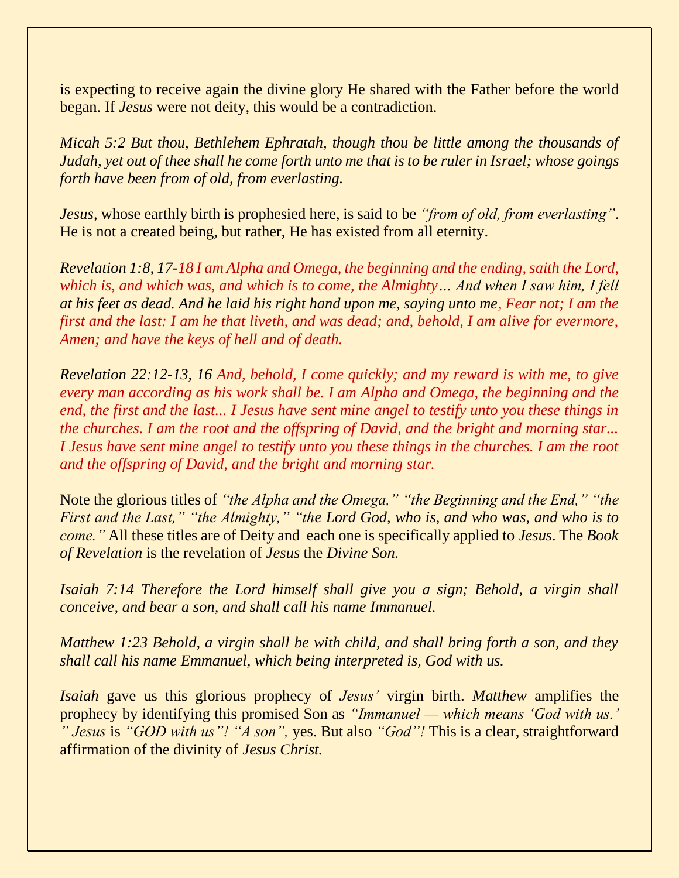is expecting to receive again the divine glory He shared with the Father before the world began. If *Jesus* were not deity, this would be a contradiction.

*Micah 5:2 But thou, Bethlehem Ephratah, though thou be little among the thousands of Judah, yet out of thee shall he come forth unto me that is to be ruler in Israel; whose goings forth have been from of old, from everlasting.*

*Jesus*, whose earthly birth is prophesied here, is said to be *"from of old, from everlasting"*. He is not a created being, but rather, He has existed from all eternity.

*Revelation 1:8, 17-18 I am Alpha and Omega, the beginning and the ending, saith the Lord, which is, and which was, and which is to come, the Almighty… And when I saw him, I fell at his feet as dead. And he laid his right hand upon me, saying unto me, Fear not; I am the first and the last: I am he that liveth, and was dead; and, behold, I am alive for evermore, Amen; and have the keys of hell and of death.*

*Revelation 22:12-13, 16 And, behold, I come quickly; and my reward is with me, to give every man according as his work shall be. I am Alpha and Omega, the beginning and the end, the first and the last... I Jesus have sent mine angel to testify unto you these things in the churches. I am the root and the offspring of David, and the bright and morning star... I Jesus have sent mine angel to testify unto you these things in the churches. I am the root and the offspring of David, and the bright and morning star.*

Note the glorious titles of *"the Alpha and the Omega," "the Beginning and the End," "the First and the Last," "the Almighty," "the Lord God, who is, and who was, and who is to come."* All these titles are of Deity and each one is specifically applied to *Jesus*. The *Book of Revelation* is the revelation of *Jesus* the *Divine Son.*

*Isaiah 7:14 Therefore the Lord himself shall give you a sign; Behold, a virgin shall conceive, and bear a son, and shall call his name Immanuel.*

*Matthew 1:23 Behold, a virgin shall be with child, and shall bring forth a son, and they shall call his name Emmanuel, which being interpreted is, God with us.*

*Isaiah* gave us this glorious prophecy of *Jesus'* virgin birth. *Matthew* amplifies the prophecy by identifying this promised Son as *"Immanuel — which means 'God with us.' " Jesus* is *"GOD with us"*! *"A son"*, yes. But also *"God"*! This is a clear, straightforward affirmation of the divinity of *Jesus Christ.*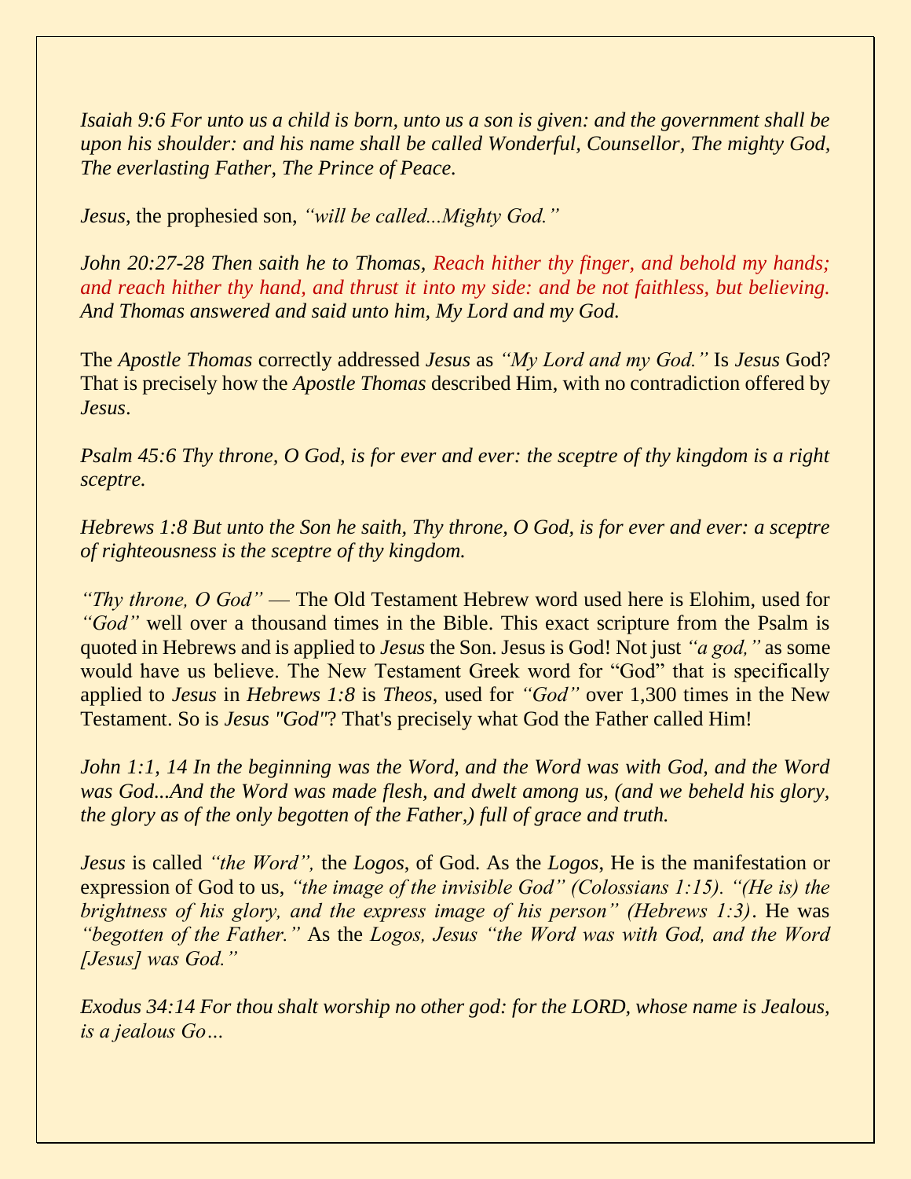*Isaiah 9:6 For unto us a child is born, unto us a son is given: and the government shall be upon his shoulder: and his name shall be called Wonderful, Counsellor, The mighty God, The everlasting Father, The Prince of Peace.*

*Jesus*, the prophesied son, *"will be called...Mighty God."*

*John 20:27-28 Then saith he to Thomas, Reach hither thy finger, and behold my hands; and reach hither thy hand, and thrust it into my side: and be not faithless, but believing. And Thomas answered and said unto him, My Lord and my God.*

The *Apostle Thomas* correctly addressed *Jesus* as *"My Lord and my God."* Is *Jesus* God? That is precisely how the *Apostle Thomas* described Him, with no contradiction offered by *Jesus*.

*Psalm 45:6 Thy throne, O God, is for ever and ever: the sceptre of thy kingdom is a right sceptre.*

*Hebrews 1:8 But unto the Son he saith, Thy throne, O God, is for ever and ever: a sceptre of righteousness is the sceptre of thy kingdom.*

*"Thy throne, O God"* — The Old Testament Hebrew word used here is Elohim, used for *"God"* well over a thousand times in the Bible. This exact scripture from the Psalm is quoted in Hebrews and is applied to *Jesus* the Son. Jesus is God! Not just *"a god,"* as some would have us believe. The New Testament Greek word for "God" that is specifically applied to *Jesus* in *Hebrews 1:8* is *Theos*, used for *"God"* over 1,300 times in the New Testament. So is *Jesus "God"*? That's precisely what God the Father called Him!

*John 1:1, 14 In the beginning was the Word, and the Word was with God, and the Word was God...And the Word was made flesh, and dwelt among us, (and we beheld his glory, the glory as of the only begotten of the Father,) full of grace and truth.*

*Jesus* is called *"the Word"*, the *Logos*, of God. As the *Logos*, He is the manifestation or expression of God to us, *"the image of the invisible God" (Colossians 1:15). "(He is) the brightness of his glory, and the express image of his person" (Hebrews 1:3)*. He was *"begotten of the Father."* As the *Logos, Jesus "the Word was with God, and the Word [Jesus] was God."*

*Exodus 34:14 For thou shalt worship no other god: for the LORD, whose name is Jealous, is a jealous Go…*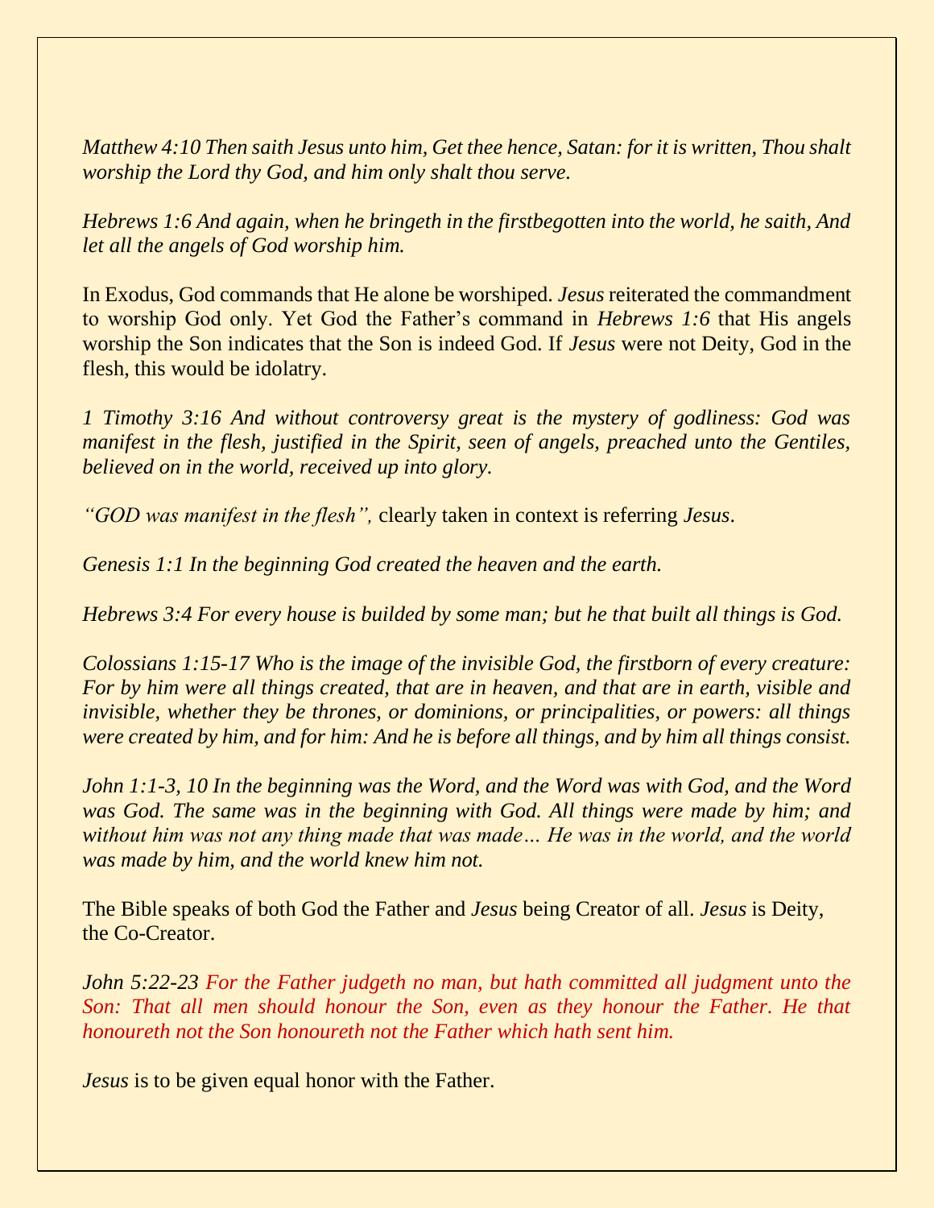*Matthew 4:10 Then saith Jesus unto him, Get thee hence, Satan: for it is written, Thou shalt worship the Lord thy God, and him only shalt thou serve.*

*Hebrews 1:6 And again, when he bringeth in the firstbegotten into the world, he saith, And let all the angels of God worship him.*

In Exodus, God commands that He alone be worshiped. *Jesus* reiterated the commandment to worship God only. Yet God the Father's command in *Hebrews 1:6* that His angels worship the Son indicates that the Son is indeed God. If *Jesus* were not Deity, God in the flesh, this would be idolatry.

*1 Timothy 3:16 And without controversy great is the mystery of godliness: God was manifest in the flesh, justified in the Spirit, seen of angels, preached unto the Gentiles, believed on in the world, received up into glory.*

*"GOD was manifest in the flesh",* clearly taken in context is referring *Jesus*.

*Genesis 1:1 In the beginning God created the heaven and the earth.*

*Hebrews 3:4 For every house is builded by some man; but he that built all things is God.*

*Colossians 1:15-17 Who is the image of the invisible God, the firstborn of every creature: For by him were all things created, that are in heaven, and that are in earth, visible and invisible, whether they be thrones, or dominions, or principalities, or powers: all things were created by him, and for him: And he is before all things, and by him all things consist.*

*John 1:1-3, 10 In the beginning was the Word, and the Word was with God, and the Word was God. The same was in the beginning with God. All things were made by him; and without him was not any thing made that was made… He was in the world, and the world was made by him, and the world knew him not.*

The Bible speaks of both God the Father and *Jesus* being Creator of all. *Jesus* is Deity, the Co-Creator.

*John 5:22-23 For the Father judgeth no man, but hath committed all judgment unto the Son: That all men should honour the Son, even as they honour the Father. He that honoureth not the Son honoureth not the Father which hath sent him.*

*Jesus* is to be given equal honor with the Father.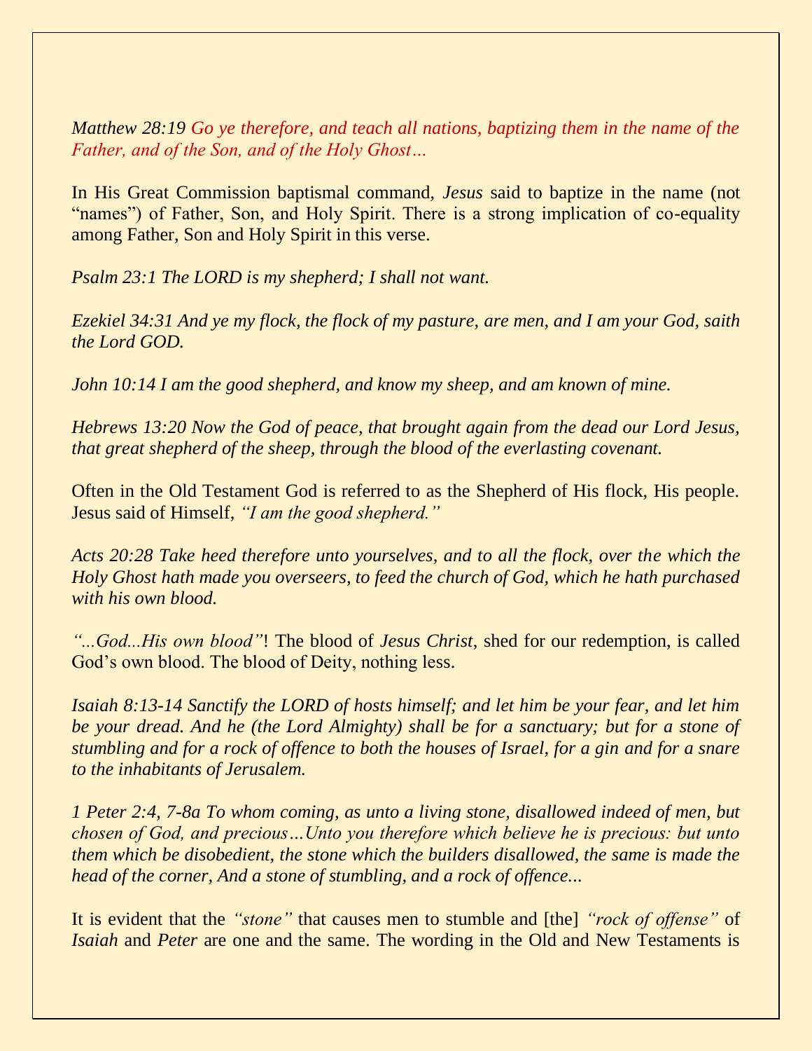*Matthew 28:19 Go ye therefore, and teach all nations, baptizing them in the name of the Father, and of the Son, and of the Holy Ghost…*

In His Great Commission baptismal command, *Jesus* said to baptize in the name (not "names") of Father, Son, and Holy Spirit. There is a strong implication of co-equality among Father, Son and Holy Spirit in this verse.

*Psalm 23:1 The LORD is my shepherd; I shall not want.*

*Ezekiel 34:31 And ye my flock, the flock of my pasture, are men, and I am your God, saith the Lord GOD.*

*John 10:14 I am the good shepherd, and know my sheep, and am known of mine.*

*Hebrews 13:20 Now the God of peace, that brought again from the dead our Lord Jesus, that great shepherd of the sheep, through the blood of the everlasting covenant.*

Often in the Old Testament God is referred to as the Shepherd of His flock, His people. Jesus said of Himself, *"I am the good shepherd."*

*Acts 20:28 Take heed therefore unto yourselves, and to all the flock, over the which the Holy Ghost hath made you overseers, to feed the church of God, which he hath purchased with his own blood.*

*"...God...His own blood"*! The blood of *Jesus Christ*, shed for our redemption, is called God's own blood. The blood of Deity, nothing less.

*Isaiah 8:13-14 Sanctify the LORD of hosts himself; and let him be your fear, and let him be your dread. And he (the Lord Almighty) shall be for a sanctuary; but for a stone of stumbling and for a rock of offence to both the houses of Israel, for a gin and for a snare to the inhabitants of Jerusalem.*

*1 Peter 2:4, 7-8a To whom coming, as unto a living stone, disallowed indeed of men, but chosen of God, and precious…Unto you therefore which believe he is precious: but unto them which be disobedient, the stone which the builders disallowed, the same is made the head of the corner, And a stone of stumbling, and a rock of offence...*

It is evident that the *"stone"* that causes men to stumble and [the] *"rock of offense"* of *Isaiah* and *Peter* are one and the same. The wording in the Old and New Testaments is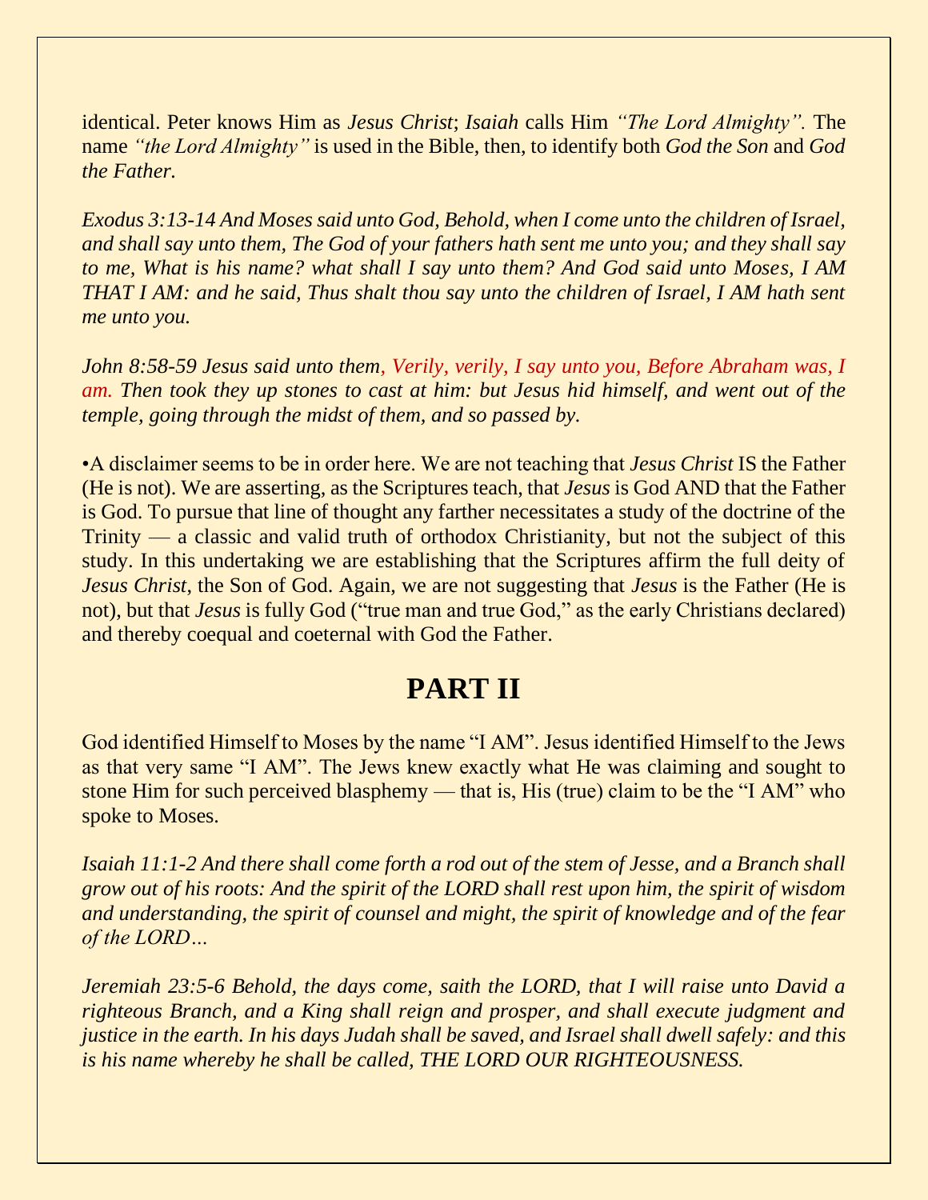identical. Peter knows Him as *Jesus Christ*; *Isaiah* calls Him *"The Lord Almighty".* The name *"the Lord Almighty"* is used in the Bible, then, to identify both *God the Son* and *God the Father.*

*Exodus 3:13-14 And Moses said unto God, Behold, when I come unto the children of Israel, and shall say unto them, The God of your fathers hath sent me unto you; and they shall say to me, What is his name? what shall I say unto them? And God said unto Moses, I AM THAT I AM: and he said, Thus shalt thou say unto the children of Israel, I AM hath sent me unto you.*

*John 8:58-59 Jesus said unto them, Verily, verily, I say unto you, Before Abraham was, I am. Then took they up stones to cast at him: but Jesus hid himself, and went out of the temple, going through the midst of them, and so passed by.*

•A disclaimer seems to be in order here. We are not teaching that *Jesus Christ* IS the Father (He is not). We are asserting, as the Scriptures teach, that *Jesus* is God AND that the Father is God. To pursue that line of thought any farther necessitates a study of the doctrine of the Trinity — a classic and valid truth of orthodox Christianity, but not the subject of this study. In this undertaking we are establishing that the Scriptures affirm the full deity of *Jesus Christ*, the Son of God. Again, we are not suggesting that *Jesus* is the Father (He is not), but that *Jesus* is fully God ("true man and true God," as the early Christians declared) and thereby coequal and coeternal with God the Father.

## PART II

God identified Himself to Moses by the name "I AM". Jesus identified Himself to the Jews as that very same "I AM". The Jews knew exactly what He was claiming and sought to stone Him for such perceived blasphemy — that is, His (true) claim to be the "I AM" who spoke to Moses.

*Isaiah 11:1-2 And there shall come forth a rod out of the stem of Jesse, and a Branch shall grow out of his roots: And the spirit of the LORD shall rest upon him, the spirit of wisdom and understanding, the spirit of counsel and might, the spirit of knowledge and of the fear of the LORD…*

*Jeremiah 23:5-6 Behold, the days come, saith the LORD, that I will raise unto David a righteous Branch, and a King shall reign and prosper, and shall execute judgment and justice in the earth. In his days Judah shall be saved, and Israel shall dwell safely: and this is his name whereby he shall be called, THE LORD OUR RIGHTEOUSNESS.*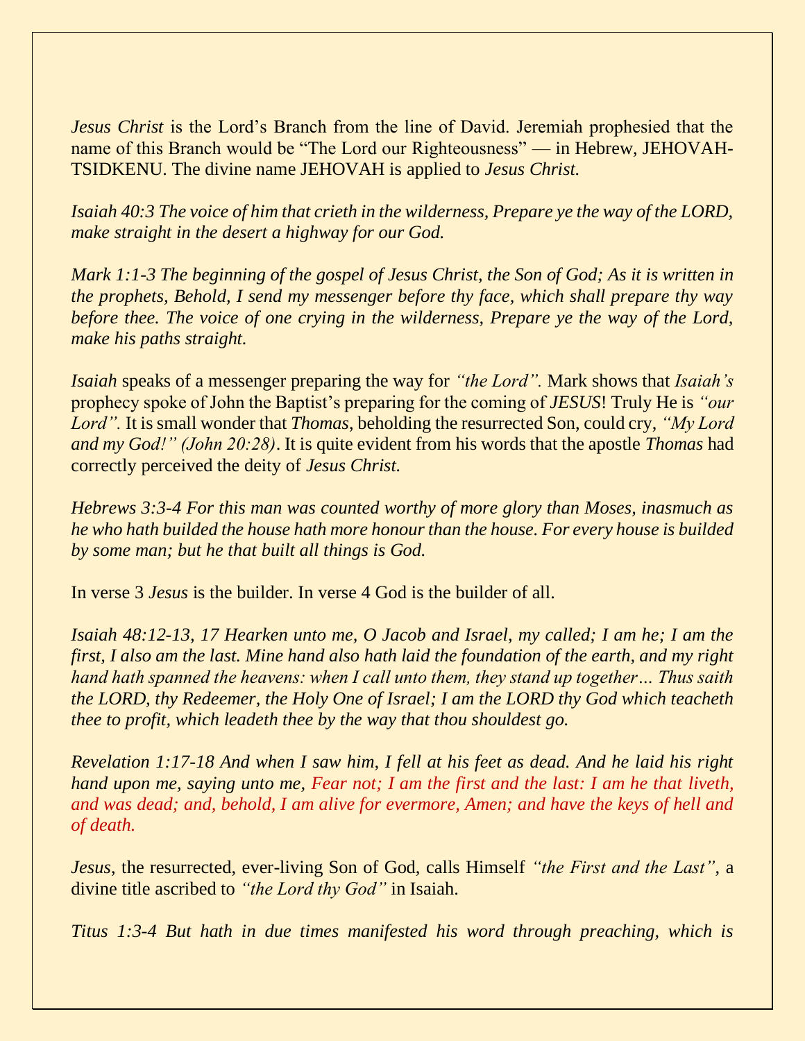*Jesus Christ* is the Lord's Branch from the line of David. Jeremiah prophesied that the name of this Branch would be "The Lord our Righteousness" — in Hebrew, JEHOVAH-TSIDKENU. The divine name JEHOVAH is applied to *Jesus Christ.*

*Isaiah 40:3 The voice of him that crieth in the wilderness, Prepare ye the way of the LORD, make straight in the desert a highway for our God.*

*Mark 1:1-3 The beginning of the gospel of Jesus Christ, the Son of God; As it is written in the prophets, Behold, I send my messenger before thy face, which shall prepare thy way before thee. The voice of one crying in the wilderness, Prepare ye the way of the Lord, make his paths straight.*

*Isaiah* speaks of a messenger preparing the way for *"the Lord".* Mark shows that *Isaiah's* prophecy spoke of John the Baptist's preparing for the coming of *JESUS*! Truly He is *"our Lord".* It is small wonder that *Thomas*, beholding the resurrected Son, could cry, *"My Lord and my God!" (John 20:28)*. It is quite evident from his words that the apostle *Thomas* had correctly perceived the deity of *Jesus Christ.*

*Hebrews 3:3-4 For this man was counted worthy of more glory than Moses, inasmuch as he who hath builded the house hath more honour than the house. For every house is builded by some man; but he that built all things is God.*

In verse 3 *Jesus* is the builder. In verse 4 God is the builder of all.

*Isaiah 48:12-13, 17 Hearken unto me, O Jacob and Israel, my called; I am he; I am the first, I also am the last. Mine hand also hath laid the foundation of the earth, and my right hand hath spanned the heavens: when I call unto them, they stand up together… Thus saith the LORD, thy Redeemer, the Holy One of Israel; I am the LORD thy God which teacheth thee to profit, which leadeth thee by the way that thou shouldest go.*

*Revelation 1:17-18 And when I saw him, I fell at his feet as dead. And he laid his right hand upon me, saying unto me, Fear not; I am the first and the last: I am he that liveth, and was dead; and, behold, I am alive for evermore, Amen; and have the keys of hell and of death.*

*Jesus*, the resurrected, ever-living Son of God, calls Himself *"the First and the Last"*, a divine title ascribed to *"the Lord thy God"* in Isaiah.

*Titus 1:3-4 But hath in due times manifested his word through preaching, which is*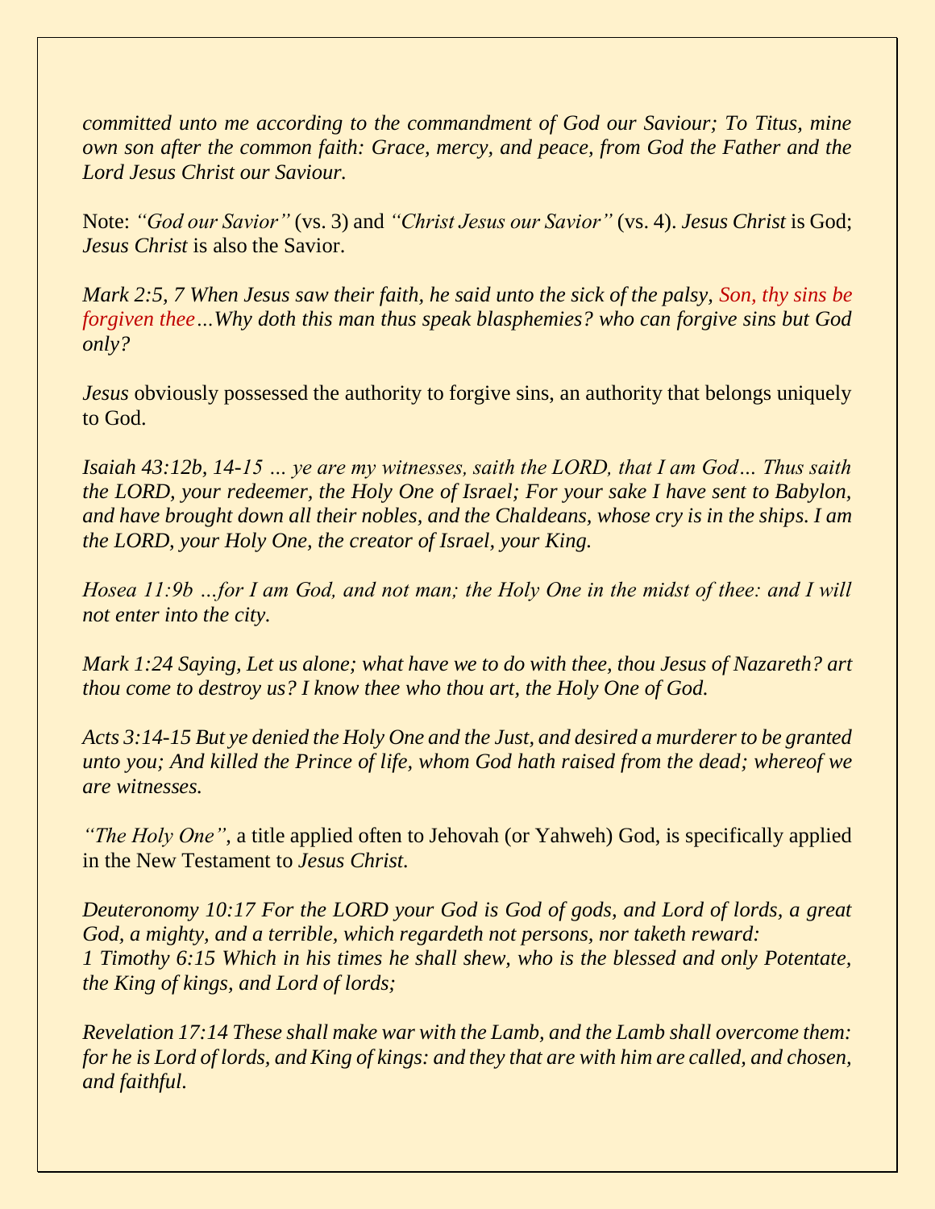*committed unto me according to the commandment of God our Saviour; To Titus, mine own son after the common faith: Grace, mercy, and peace, from God the Father and the Lord Jesus Christ our Saviour.*

Note: *"God our Savior"* (vs. 3) and *"Christ Jesus our Savior"* (vs. 4). *Jesus Christ* is God; *Jesus Christ* is also the Savior.

*Mark 2:5, 7 When Jesus saw their faith, he said unto the sick of the palsy, Son, thy sins be forgiven thee…Why doth this man thus speak blasphemies? who can forgive sins but God only?*

*Jesus* obviously possessed the authority to forgive sins, an authority that belongs uniquely to God.

*Isaiah 43:12b, 14-15 … ye are my witnesses, saith the LORD, that I am God… Thus saith the LORD, your redeemer, the Holy One of Israel; For your sake I have sent to Babylon, and have brought down all their nobles, and the Chaldeans, whose cry is in the ships. I am the LORD, your Holy One, the creator of Israel, your King.*

*Hosea 11:9b …for I am God, and not man; the Holy One in the midst of thee: and I will not enter into the city.*

*Mark 1:24 Saying, Let us alone; what have we to do with thee, thou Jesus of Nazareth? art thou come to destroy us? I know thee who thou art, the Holy One of God.*

*Acts 3:14-15 But ye denied the Holy One and the Just, and desired a murderer to be granted unto you; And killed the Prince of life, whom God hath raised from the dead; whereof we are witnesses.*

*"The Holy One"*, a title applied often to Jehovah (or Yahweh) God, is specifically applied in the New Testament to *Jesus Christ*.

*Deuteronomy 10:17 For the LORD your God is God of gods, and Lord of lords, a great God, a mighty, and a terrible, which regardeth not persons, nor taketh reward:*
*1 Timothy 6:15 Which in his times he shall shew, who is the blessed and only Potentate, the King of kings, and Lord of lords;*

*Revelation 17:14 These shall make war with the Lamb, and the Lamb shall overcome them: for he is Lord of lords, and King of kings: and they that are with him are called, and chosen, and faithful.*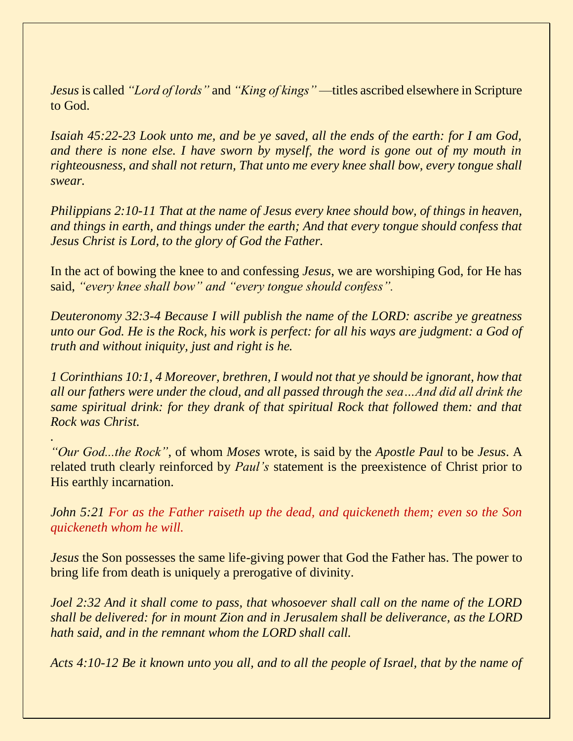*Jesus* is called *"Lord of lords"* and *"King of kings"* —titles ascribed elsewhere in Scripture to God.

*Isaiah 45:22-23 Look unto me, and be ye saved, all the ends of the earth: for I am God, and there is none else. I have sworn by myself, the word is gone out of my mouth in righteousness, and shall not return, That unto me every knee shall bow, every tongue shall swear.*

*Philippians 2:10-11 That at the name of Jesus every knee should bow, of things in heaven, and things in earth, and things under the earth; And that every tongue should confess that Jesus Christ is Lord, to the glory of God the Father.*

In the act of bowing the knee to and confessing *Jesus*, we are worshiping God, for He has said, *"every knee shall bow" and "every tongue should confess".*

*Deuteronomy 32:3-4 Because I will publish the name of the LORD: ascribe ye greatness unto our God. He is the Rock, his work is perfect: for all his ways are judgment: a God of truth and without iniquity, just and right is he.*

*1 Corinthians 10:1, 4 Moreover, brethren, I would not that ye should be ignorant, how that all our fathers were under the cloud, and all passed through the sea…And did all drink the same spiritual drink: for they drank of that spiritual Rock that followed them: and that Rock was Christ.*

.

*"Our God...the Rock"*, of whom *Moses* wrote, is said by the *Apostle Paul* to be *Jesus*. A related truth clearly reinforced by *Paul's* statement is the preexistence of Christ prior to His earthly incarnation.

*John 5:21 For as the Father raiseth up the dead, and quickeneth them; even so the Son quickeneth whom he will.*

*Jesus* the Son possesses the same life-giving power that God the Father has. The power to bring life from death is uniquely a prerogative of divinity.

*Joel 2:32 And it shall come to pass, that whosoever shall call on the name of the LORD shall be delivered: for in mount Zion and in Jerusalem shall be deliverance, as the LORD hath said, and in the remnant whom the LORD shall call.*

*Acts 4:10-12 Be it known unto you all, and to all the people of Israel, that by the name of*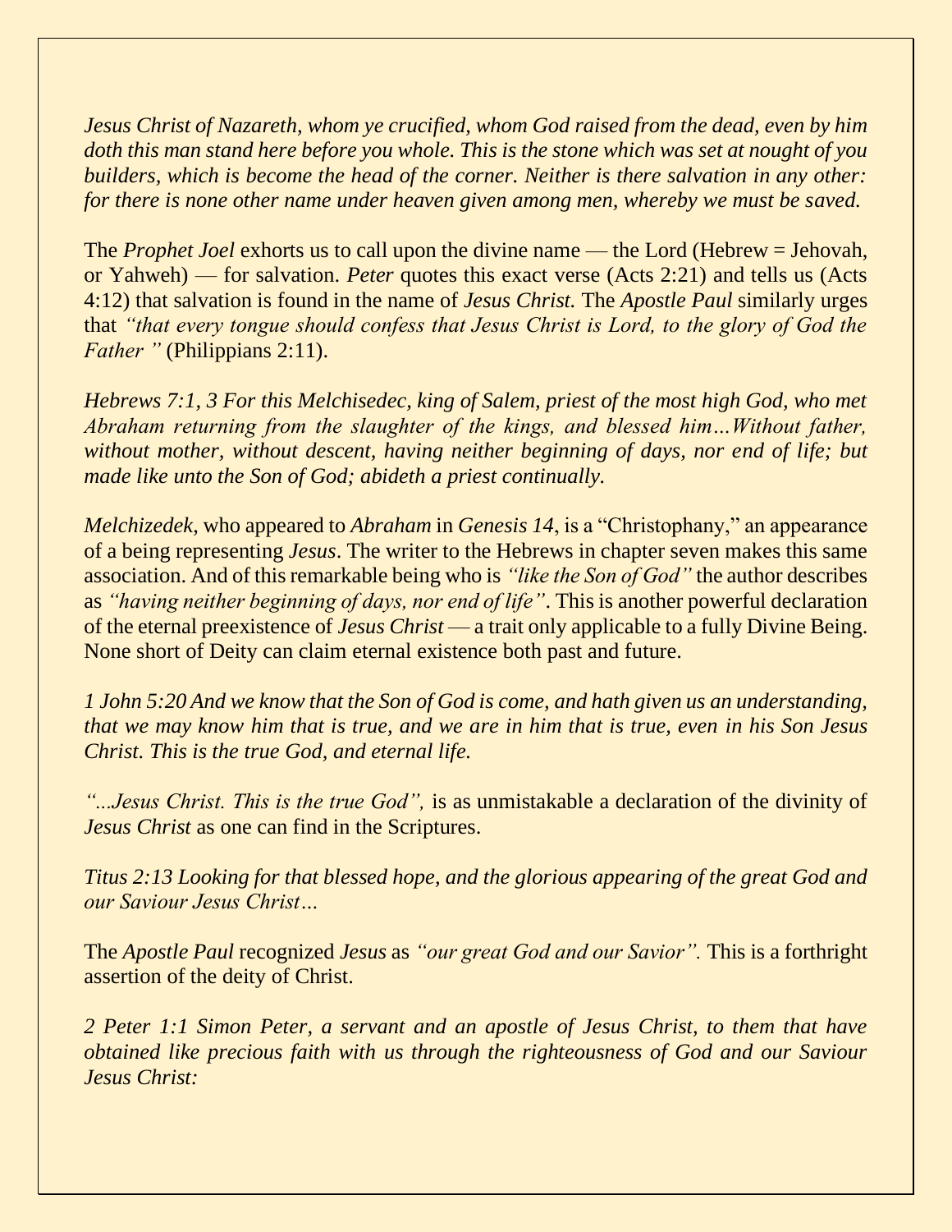*Jesus Christ of Nazareth, whom ye crucified, whom God raised from the dead, even by him doth this man stand here before you whole. This is the stone which was set at nought of you builders, which is become the head of the corner. Neither is there salvation in any other: for there is none other name under heaven given among men, whereby we must be saved.*

The *Prophet Joel* exhorts us to call upon the divine name — the Lord (Hebrew = Jehovah, or Yahweh) — for salvation. *Peter* quotes this exact verse (Acts 2:21) and tells us (Acts 4:12) that salvation is found in the name of *Jesus Christ.* The *Apostle Paul* similarly urges that *"that every tongue should confess that Jesus Christ is Lord, to the glory of God the Father "* (Philippians 2:11).

*Hebrews 7:1, 3 For this Melchisedec, king of Salem, priest of the most high God, who met Abraham returning from the slaughter of the kings, and blessed him…Without father, without mother, without descent, having neither beginning of days, nor end of life; but made like unto the Son of God; abideth a priest continually.*

*Melchizedek*, who appeared to *Abraham* in *Genesis 14*, is a "Christophany," an appearance of a being representing *Jesus*. The writer to the Hebrews in chapter seven makes this same association. And of this remarkable being who is *"like the Son of God"* the author describes as *"having neither beginning of days, nor end of life"*. This is another powerful declaration of the eternal preexistence of *Jesus Christ* — a trait only applicable to a fully Divine Being. None short of Deity can claim eternal existence both past and future.

*1 John 5:20 And we know that the Son of God is come, and hath given us an understanding, that we may know him that is true, and we are in him that is true, even in his Son Jesus Christ. This is the true God, and eternal life.*

*"...Jesus Christ. This is the true God",* is as unmistakable a declaration of the divinity of *Jesus Christ* as one can find in the Scriptures.

*Titus 2:13 Looking for that blessed hope, and the glorious appearing of the great God and our Saviour Jesus Christ…*

The *Apostle Paul* recognized *Jesus* as *"our great God and our Savior".* This is a forthright assertion of the deity of Christ.

*2 Peter 1:1 Simon Peter, a servant and an apostle of Jesus Christ, to them that have obtained like precious faith with us through the righteousness of God and our Saviour Jesus Christ:*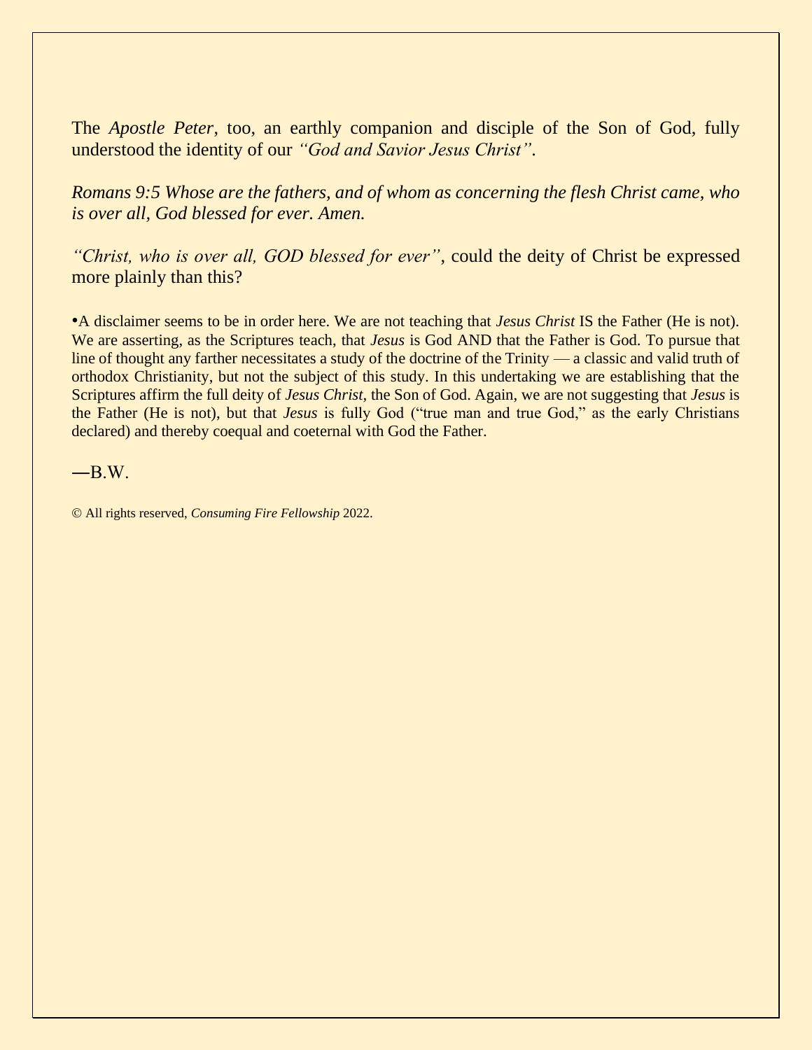The *Apostle Peter*, too, an earthly companion and disciple of the Son of God, fully understood the identity of our *"God and Savior Jesus Christ"*.

*Romans 9:5 Whose are the fathers, and of whom as concerning the flesh Christ came, who is over all, God blessed for ever. Amen.*

*"Christ, who is over all, GOD blessed for ever"*, could the deity of Christ be expressed more plainly than this?

•A disclaimer seems to be in order here. We are not teaching that *Jesus Christ* IS the Father (He is not). We are asserting, as the Scriptures teach, that *Jesus* is God AND that the Father is God. To pursue that line of thought any farther necessitates a study of the doctrine of the Trinity — a classic and valid truth of orthodox Christianity, but not the subject of this study. In this undertaking we are establishing that the Scriptures affirm the full deity of *Jesus Christ*, the Son of God. Again, we are not suggesting that *Jesus* is the Father (He is not), but that *Jesus* is fully God ("true man and true God," as the early Christians declared) and thereby coequal and coeternal with God the Father.

—B.W.

© All rights reserved, *Consuming Fire Fellowship* 2022.